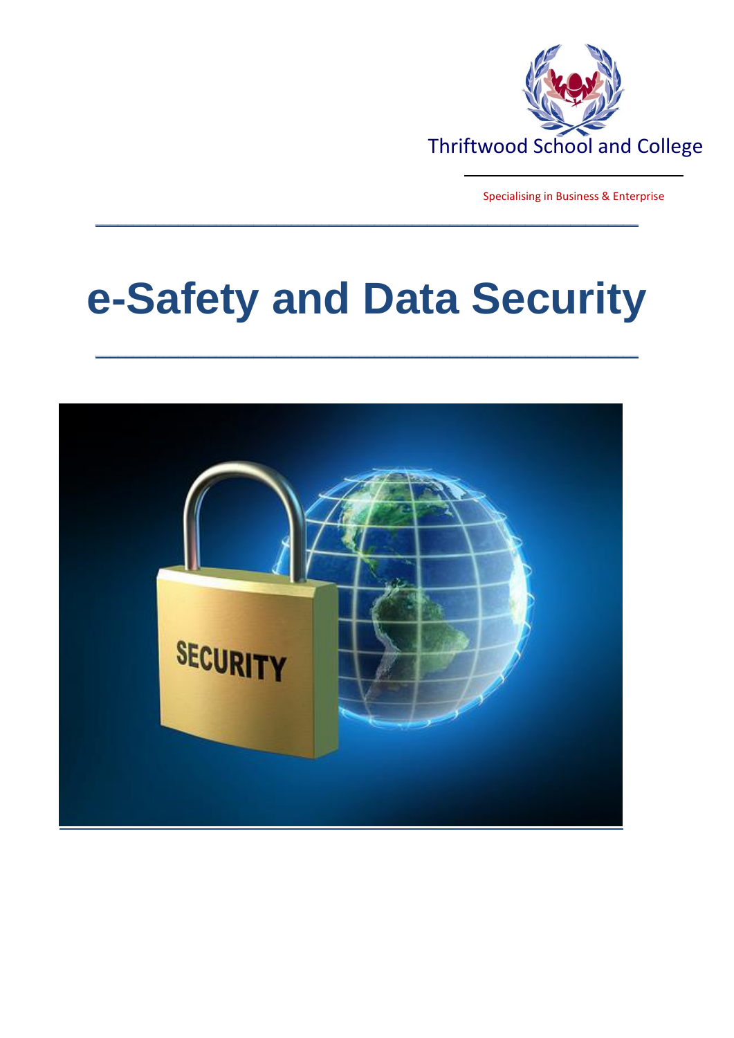Thriftwood School and College

Specialising in Business & Enterprise

# e-Safety and Data Security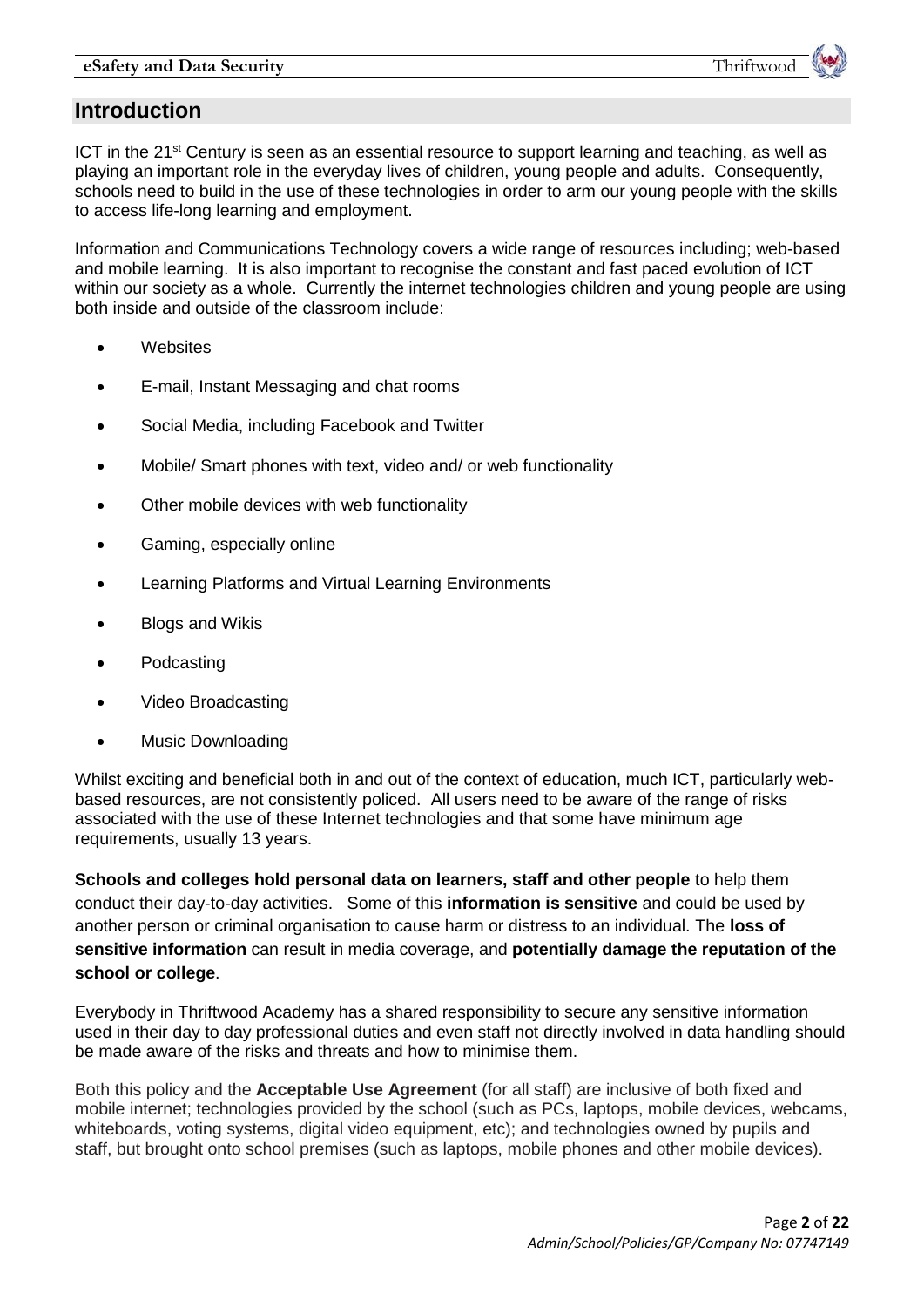## Introduction

ICT in the 21st Century is seen as an essential resource to support learning and teaching, as well as playing an important role in the everyday lives of children, young people and adults. Consequently, schools need to build in the use of these technologies in order to arm our young people with the skills to access life-long learning and employment.

Information and Communications Technology covers a wide range of resources including; web-based and mobile learning. It is also important to recognise the constant and fast paced evolution of ICT within our society as a whole. Currently the internet technologies children and young people are using both inside and outside of the classroom include:

- Websites
- E-mail, Instant Messaging and chat rooms
- Social Media, including Facebook and Twitter
- Mobile/ Smart phones with text, video and/ or web functionality
- Other mobile devices with web functionality
- Gaming, especially online
- Learning Platforms and Virtual Learning Environments
- Blogs and Wikis
- Podcasting
- Video Broadcasting
- Music Downloading

Whilst exciting and beneficial both in and out of the context of education, much ICT, particularly web-based resources, are not consistently policed. All users need to be aware of the range of risks associated with the use of these Internet technologies and that some have minimum age requirements, usually 13 years.

**Schools and colleges hold personal data on learners, staff and other people** to help them conduct their day-to-day activities. Some of this **information is sensitive** and could be used by another person or criminal organisation to cause harm or distress to an individual. The **loss of sensitive information** can result in media coverage, and **potentially damage the reputation of the school or college**.

Everybody in Thriftwood Academy has a shared responsibility to secure any sensitive information used in their day to day professional duties and even staff not directly involved in data handling should be made aware of the risks and threats and how to minimise them.

Both this policy and the **Acceptable Use Agreement** (for all staff) are inclusive of both fixed and mobile internet; technologies provided by the school (such as PCs, laptops, mobile devices, webcams, whiteboards, voting systems, digital video equipment, etc); and technologies owned by pupils and staff, but brought onto school premises (such as laptops, mobile phones and other mobile devices).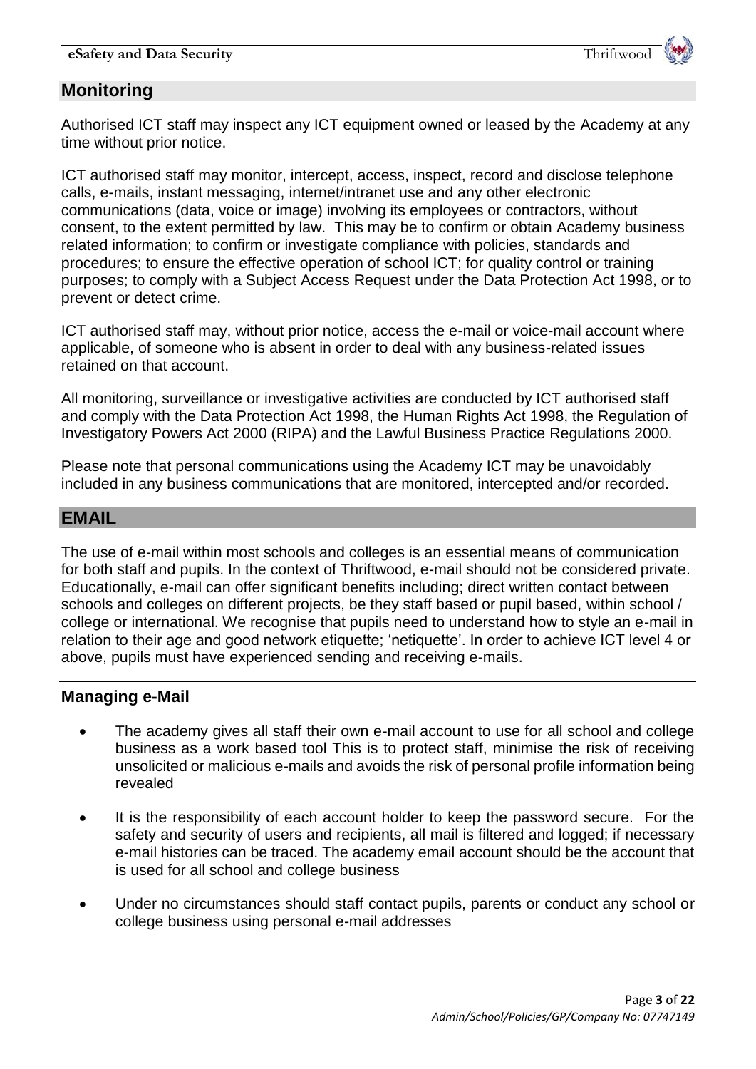## Monitoring

Authorised ICT staff may inspect any ICT equipment owned or leased by the Academy at any time without prior notice.

ICT authorised staff may monitor, intercept, access, inspect, record and disclose telephone calls, e-mails, instant messaging, internet/intranet use and any other electronic communications (data, voice or image) involving its employees or contractors, without consent, to the extent permitted by law. This may be to confirm or obtain Academy business related information; to confirm or investigate compliance with policies, standards and procedures; to ensure the effective operation of school ICT; for quality control or training purposes; to comply with a Subject Access Request under the Data Protection Act 1998, or to prevent or detect crime.

ICT authorised staff may, without prior notice, access the e-mail or voice-mail account where applicable, of someone who is absent in order to deal with any business-related issues retained on that account.

All monitoring, surveillance or investigative activities are conducted by ICT authorised staff and comply with the Data Protection Act 1998, the Human Rights Act 1998, the Regulation of Investigatory Powers Act 2000 (RIPA) and the Lawful Business Practice Regulations 2000.

Please note that personal communications using the Academy ICT may be unavoidably included in any business communications that are monitored, intercepted and/or recorded.

## EMAIL

The use of e-mail within most schools and colleges is an essential means of communication for both staff and pupils. In the context of Thriftwood, e-mail should not be considered private. Educationally, e-mail can offer significant benefits including; direct written contact between schools and colleges on different projects, be they staff based or pupil based, within school / college or international. We recognise that pupils need to understand how to style an e-mail in relation to their age and good network etiquette; 'netiquette'. In order to achieve ICT level 4 or above, pupils must have experienced sending and receiving e-mails.

### Managing e-Mail

- The academy gives all staff their own e-mail account to use for all school and college business as a work based tool This is to protect staff, minimise the risk of receiving unsolicited or malicious e-mails and avoids the risk of personal profile information being revealed
- It is the responsibility of each account holder to keep the password secure. For the safety and security of users and recipients, all mail is filtered and logged; if necessary e-mail histories can be traced. The academy email account should be the account that is used for all school and college business
- Under no circumstances should staff contact pupils, parents or conduct any school or college business using personal e-mail addresses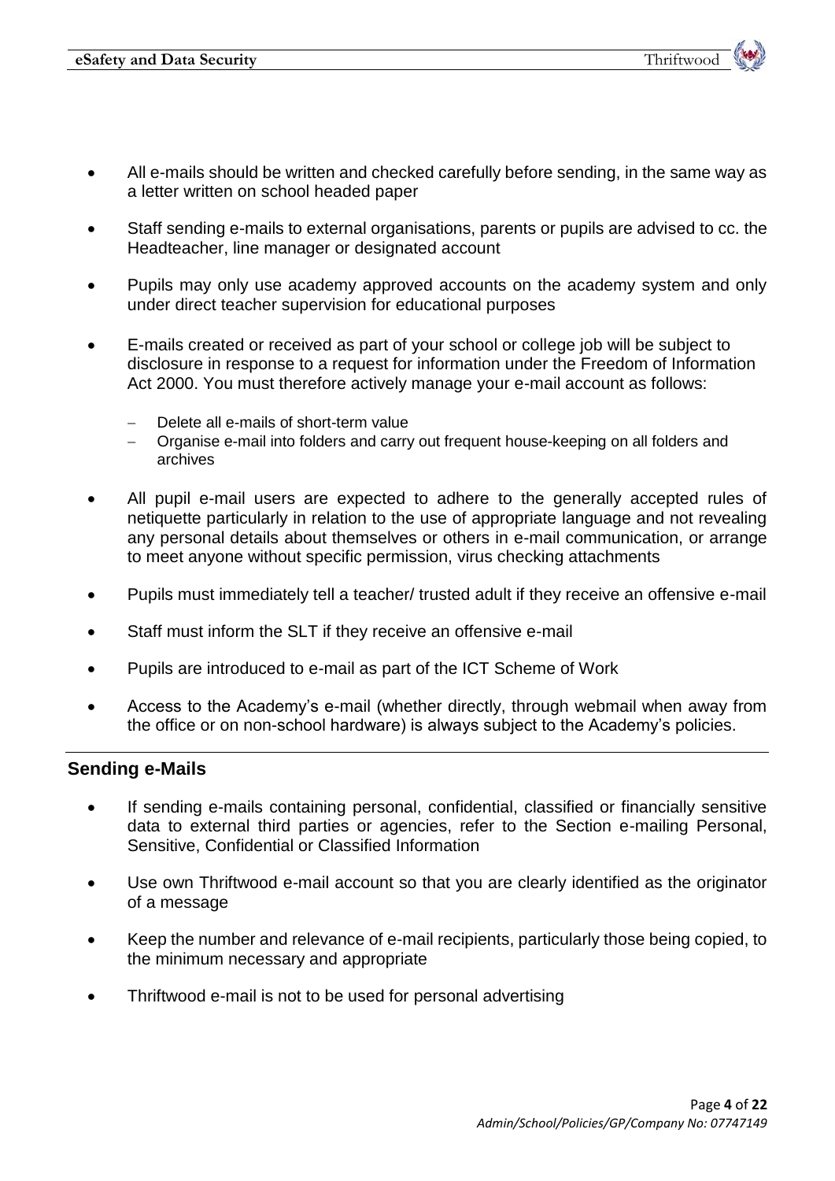- All e-mails should be written and checked carefully before sending, in the same way as a letter written on school headed paper
- Staff sending e-mails to external organisations, parents or pupils are advised to cc. the Headteacher, line manager or designated account
- Pupils may only use academy approved accounts on the academy system and only under direct teacher supervision for educational purposes
- E-mails created or received as part of your school or college job will be subject to disclosure in response to a request for information under the Freedom of Information Act 2000. You must therefore actively manage your e-mail account as follows:
  - Delete all e-mails of short-term value
  - Organise e-mail into folders and carry out frequent house-keeping on all folders and archives
- All pupil e-mail users are expected to adhere to the generally accepted rules of netiquette particularly in relation to the use of appropriate language and not revealing any personal details about themselves or others in e-mail communication, or arrange to meet anyone without specific permission, virus checking attachments
- Pupils must immediately tell a teacher/ trusted adult if they receive an offensive e-mail
- Staff must inform the SLT if they receive an offensive e-mail
- Pupils are introduced to e-mail as part of the ICT Scheme of Work
- Access to the Academy's e-mail (whether directly, through webmail when away from the office or on non-school hardware) is always subject to the Academy's policies.

## Sending e-Mails

- If sending e-mails containing personal, confidential, classified or financially sensitive data to external third parties or agencies, refer to the Section e-mailing Personal, Sensitive, Confidential or Classified Information
- Use own Thriftwood e-mail account so that you are clearly identified as the originator of a message
- Keep the number and relevance of e-mail recipients, particularly those being copied, to the minimum necessary and appropriate
- Thriftwood e-mail is not to be used for personal advertising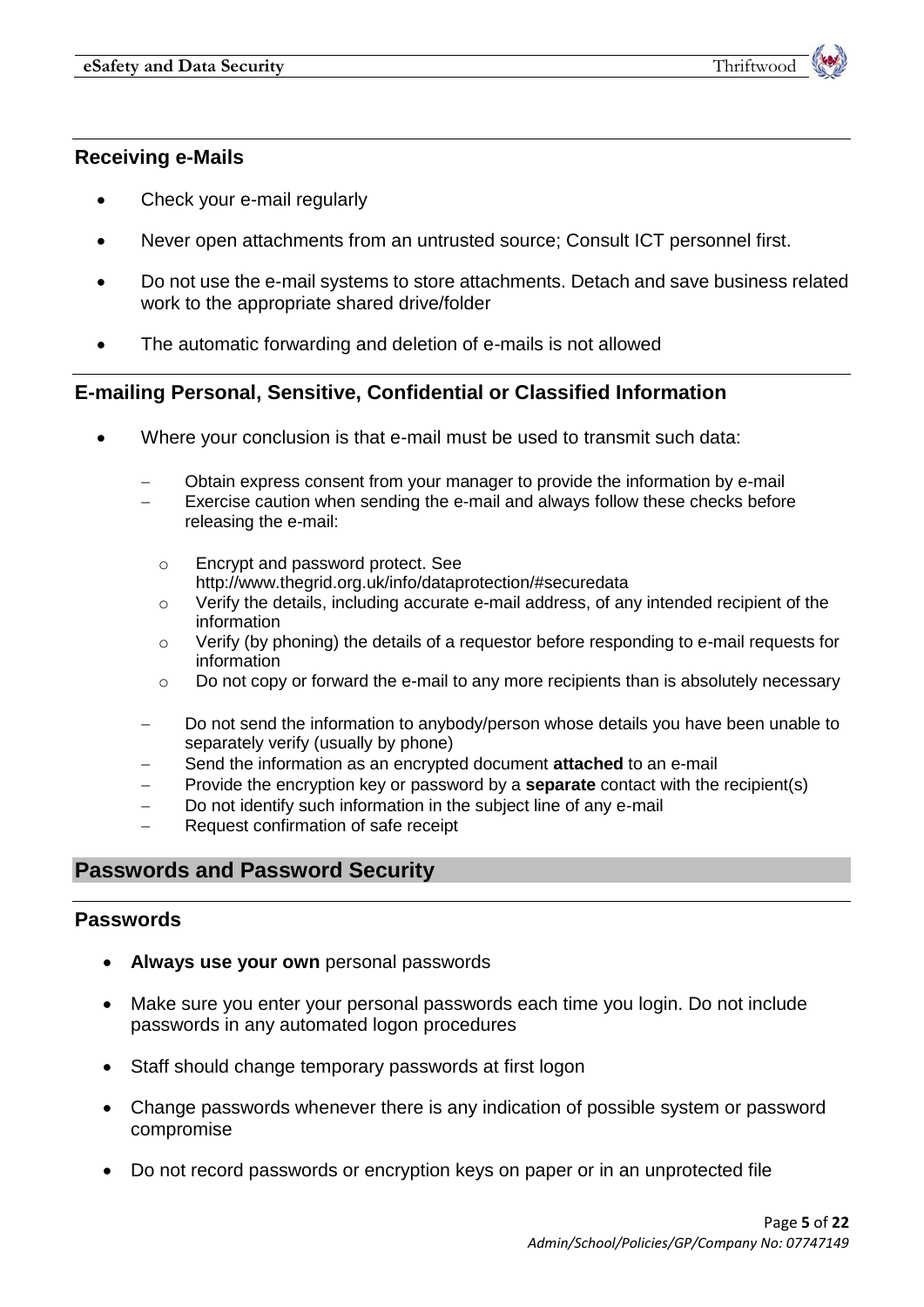## Receiving e-Mails

- Check your e-mail regularly
- Never open attachments from an untrusted source; Consult ICT personnel first.
- Do not use the e-mail systems to store attachments. Detach and save business related work to the appropriate shared drive/folder
- The automatic forwarding and deletion of e-mails is not allowed

## E-mailing Personal, Sensitive, Confidential or Classified Information

- Where your conclusion is that e-mail must be used to transmit such data:
  - Obtain express consent from your manager to provide the information by e-mail
  - Exercise caution when sending the e-mail and always follow these checks before releasing the e-mail:
    - Encrypt and password protect. See http://www.thegrid.org.uk/info/dataprotection/#securedata
    - Verify the details, including accurate e-mail address, of any intended recipient of the information
    - Verify (by phoning) the details of a requestor before responding to e-mail requests for information
    - Do not copy or forward the e-mail to any more recipients than is absolutely necessary
  - Do not send the information to anybody/person whose details you have been unable to separately verify (usually by phone)
  - Send the information as an encrypted document **attached** to an e-mail
  - Provide the encryption key or password by a **separate** contact with the recipient(s)
  - Do not identify such information in the subject line of any e-mail
  - Request confirmation of safe receipt

# Passwords and Password Security

## Passwords

- **Always use your own** personal passwords
- Make sure you enter your personal passwords each time you login. Do not include passwords in any automated logon procedures
- Staff should change temporary passwords at first logon
- Change passwords whenever there is any indication of possible system or password compromise
- Do not record passwords or encryption keys on paper or in an unprotected file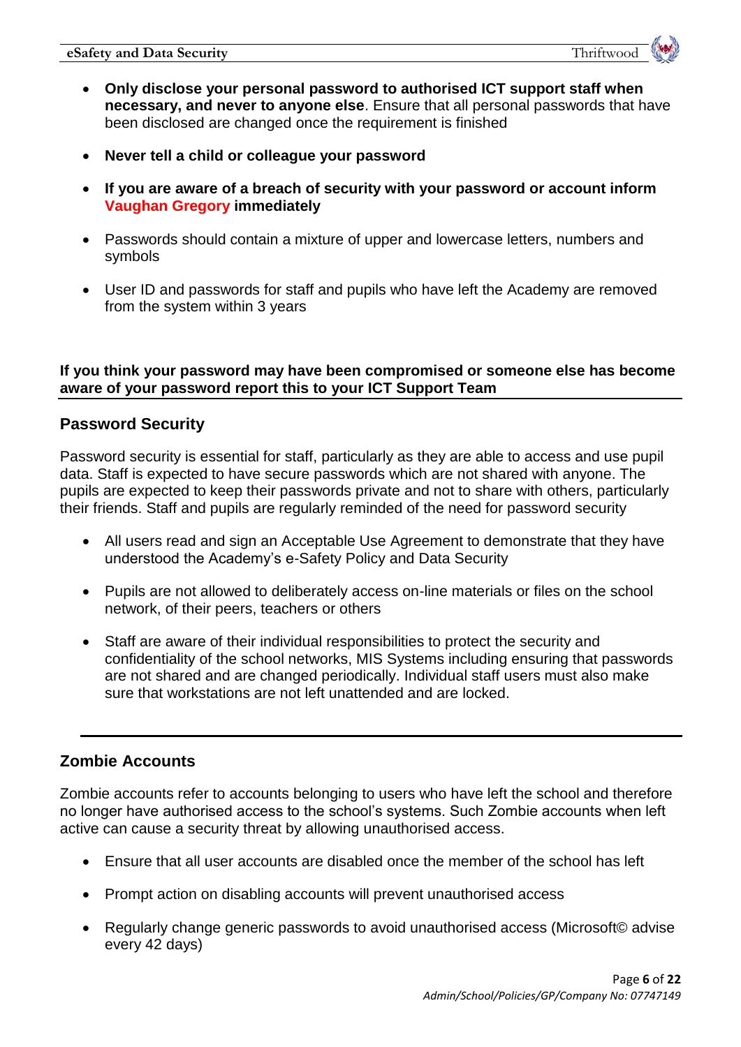- **Only disclose your personal password to authorised ICT support staff when necessary, and never to anyone else**. Ensure that all personal passwords that have been disclosed are changed once the requirement is finished

- **Never tell a child or colleague your password**

- **If you are aware of a breach of security with your password or account inform Vaughan Gregory immediately**

- Passwords should contain a mixture of upper and lowercase letters, numbers and symbols

- User ID and passwords for staff and pupils who have left the Academy are removed from the system within 3 years

**If you think your password may have been compromised or someone else has become aware of your password report this to your ICT Support Team**

## Password Security

Password security is essential for staff, particularly as they are able to access and use pupil data. Staff is expected to have secure passwords which are not shared with anyone. The pupils are expected to keep their passwords private and not to share with others, particularly their friends. Staff and pupils are regularly reminded of the need for password security

- All users read and sign an Acceptable Use Agreement to demonstrate that they have understood the Academy's e-Safety Policy and Data Security

- Pupils are not allowed to deliberately access on-line materials or files on the school network, of their peers, teachers or others

- Staff are aware of their individual responsibilities to protect the security and confidentiality of the school networks, MIS Systems including ensuring that passwords are not shared and are changed periodically. Individual staff users must also make sure that workstations are not left unattended and are locked.

## Zombie Accounts

Zombie accounts refer to accounts belonging to users who have left the school and therefore no longer have authorised access to the school's systems. Such Zombie accounts when left active can cause a security threat by allowing unauthorised access.

- Ensure that all user accounts are disabled once the member of the school has left

- Prompt action on disabling accounts will prevent unauthorised access

- Regularly change generic passwords to avoid unauthorised access (Microsoft© advise every 42 days)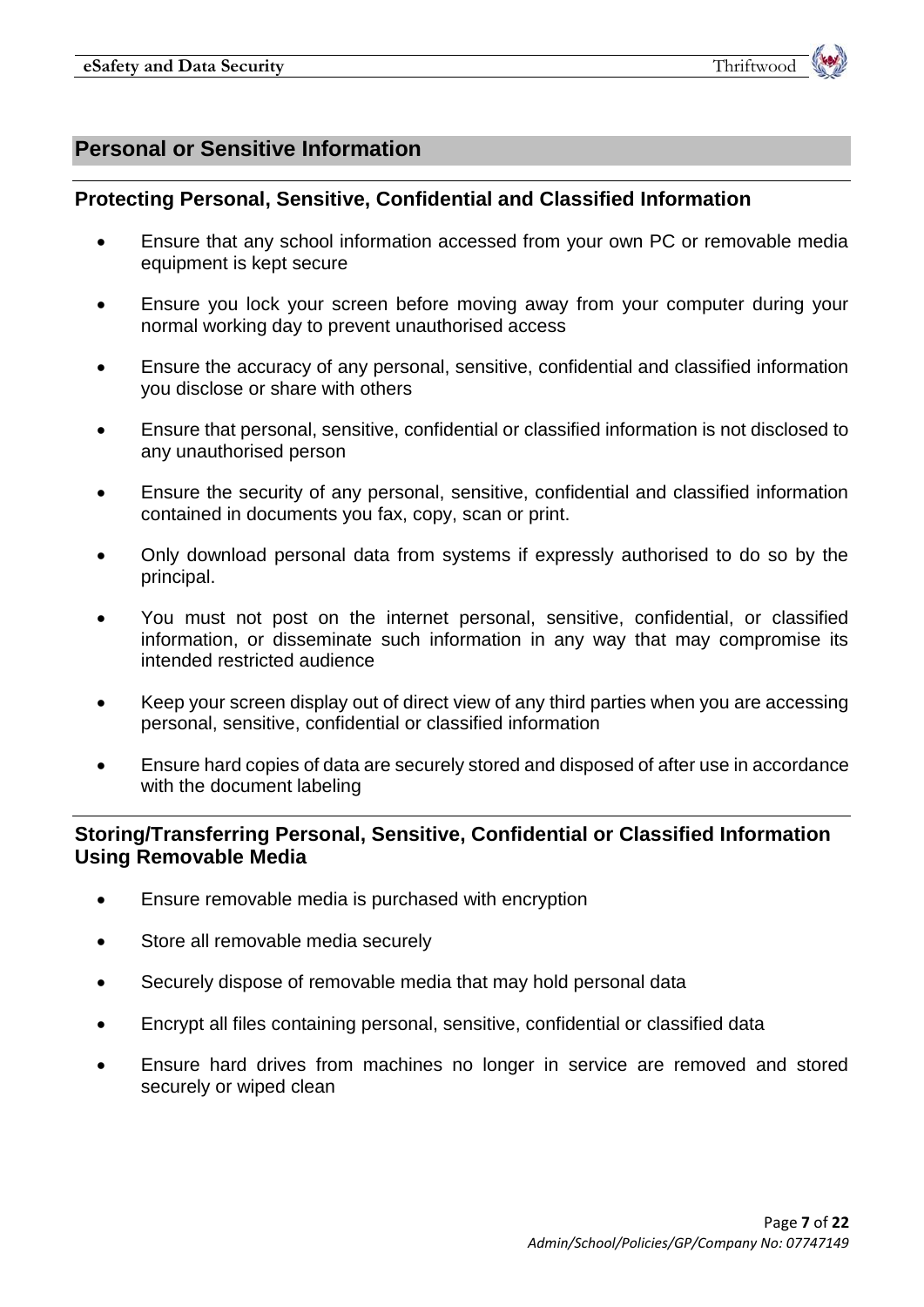## Personal or Sensitive Information

### Protecting Personal, Sensitive, Confidential and Classified Information

- Ensure that any school information accessed from your own PC or removable media equipment is kept secure
- Ensure you lock your screen before moving away from your computer during your normal working day to prevent unauthorised access
- Ensure the accuracy of any personal, sensitive, confidential and classified information you disclose or share with others
- Ensure that personal, sensitive, confidential or classified information is not disclosed to any unauthorised person
- Ensure the security of any personal, sensitive, confidential and classified information contained in documents you fax, copy, scan or print.
- Only download personal data from systems if expressly authorised to do so by the principal.
- You must not post on the internet personal, sensitive, confidential, or classified information, or disseminate such information in any way that may compromise its intended restricted audience
- Keep your screen display out of direct view of any third parties when you are accessing personal, sensitive, confidential or classified information
- Ensure hard copies of data are securely stored and disposed of after use in accordance with the document labeling

### Storing/Transferring Personal, Sensitive, Confidential or Classified Information Using Removable Media

- Ensure removable media is purchased with encryption
- Store all removable media securely
- Securely dispose of removable media that may hold personal data
- Encrypt all files containing personal, sensitive, confidential or classified data
- Ensure hard drives from machines no longer in service are removed and stored securely or wiped clean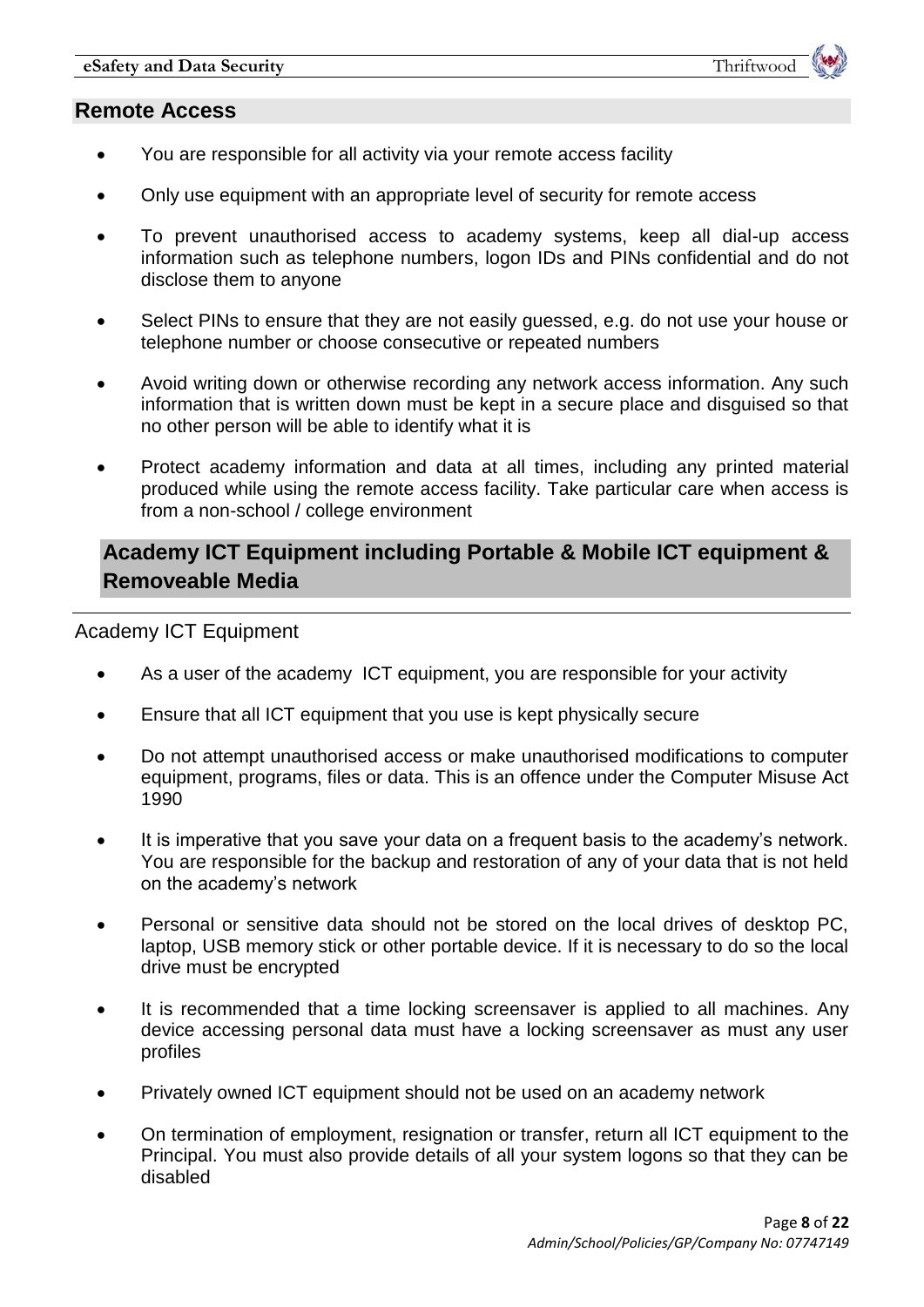## Remote Access

- You are responsible for all activity via your remote access facility
- Only use equipment with an appropriate level of security for remote access
- To prevent unauthorised access to academy systems, keep all dial-up access information such as telephone numbers, logon IDs and PINs confidential and do not disclose them to anyone
- Select PINs to ensure that they are not easily guessed, e.g. do not use your house or telephone number or choose consecutive or repeated numbers
- Avoid writing down or otherwise recording any network access information. Any such information that is written down must be kept in a secure place and disguised so that no other person will be able to identify what it is
- Protect academy information and data at all times, including any printed material produced while using the remote access facility. Take particular care when access is from a non-school / college environment

## Academy ICT Equipment including Portable & Mobile ICT equipment & Removeable Media

### Academy ICT Equipment

- As a user of the academy ICT equipment, you are responsible for your activity
- Ensure that all ICT equipment that you use is kept physically secure
- Do not attempt unauthorised access or make unauthorised modifications to computer equipment, programs, files or data. This is an offence under the Computer Misuse Act 1990
- It is imperative that you save your data on a frequent basis to the academy's network. You are responsible for the backup and restoration of any of your data that is not held on the academy's network
- Personal or sensitive data should not be stored on the local drives of desktop PC, laptop, USB memory stick or other portable device. If it is necessary to do so the local drive must be encrypted
- It is recommended that a time locking screensaver is applied to all machines. Any device accessing personal data must have a locking screensaver as must any user profiles
- Privately owned ICT equipment should not be used on an academy network
- On termination of employment, resignation or transfer, return all ICT equipment to the Principal. You must also provide details of all your system logons so that they can be disabled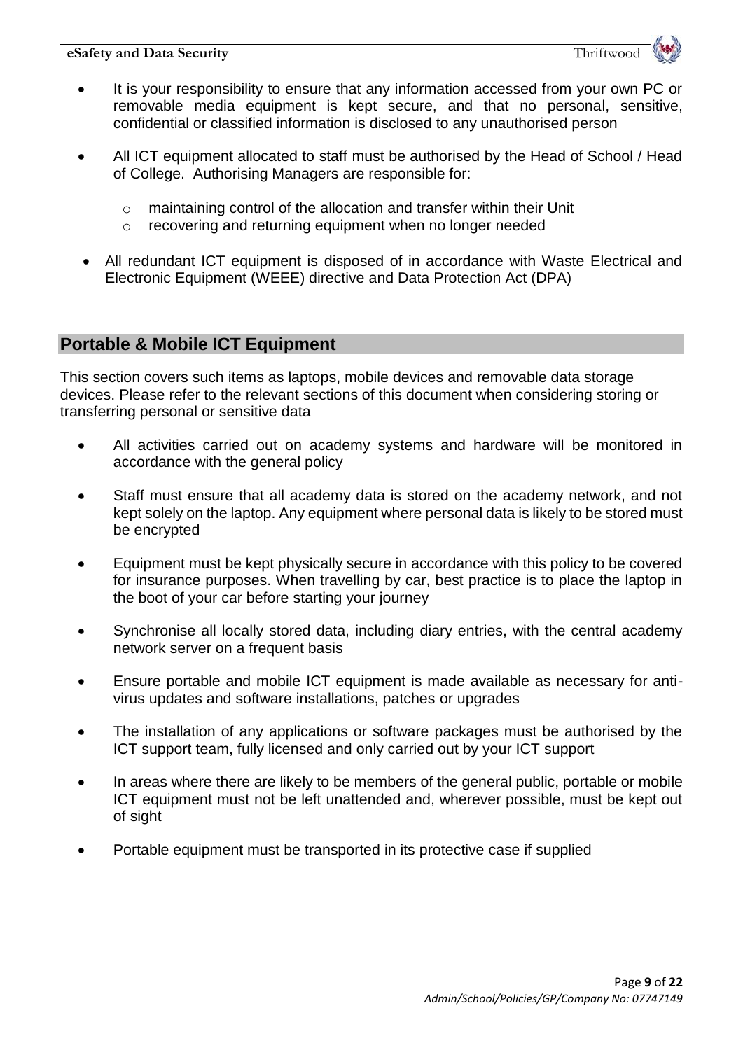- It is your responsibility to ensure that any information accessed from your own PC or removable media equipment is kept secure, and that no personal, sensitive, confidential or classified information is disclosed to any unauthorised person
- All ICT equipment allocated to staff must be authorised by the Head of School / Head of College. Authorising Managers are responsible for:
  - maintaining control of the allocation and transfer within their Unit
  - recovering and returning equipment when no longer needed
- All redundant ICT equipment is disposed of in accordance with Waste Electrical and Electronic Equipment (WEEE) directive and Data Protection Act (DPA)

## Portable & Mobile ICT Equipment

This section covers such items as laptops, mobile devices and removable data storage devices. Please refer to the relevant sections of this document when considering storing or transferring personal or sensitive data

- All activities carried out on academy systems and hardware will be monitored in accordance with the general policy
- Staff must ensure that all academy data is stored on the academy network, and not kept solely on the laptop. Any equipment where personal data is likely to be stored must be encrypted
- Equipment must be kept physically secure in accordance with this policy to be covered for insurance purposes. When travelling by car, best practice is to place the laptop in the boot of your car before starting your journey
- Synchronise all locally stored data, including diary entries, with the central academy network server on a frequent basis
- Ensure portable and mobile ICT equipment is made available as necessary for anti-virus updates and software installations, patches or upgrades
- The installation of any applications or software packages must be authorised by the ICT support team, fully licensed and only carried out by your ICT support
- In areas where there are likely to be members of the general public, portable or mobile ICT equipment must not be left unattended and, wherever possible, must be kept out of sight
- Portable equipment must be transported in its protective case if supplied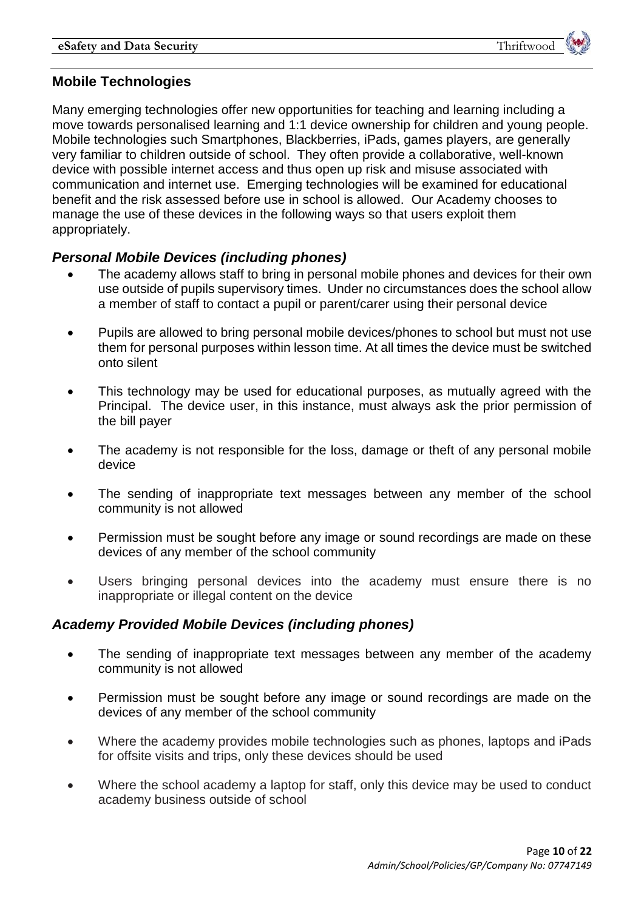## Mobile Technologies

Many emerging technologies offer new opportunities for teaching and learning including a move towards personalised learning and 1:1 device ownership for children and young people. Mobile technologies such Smartphones, Blackberries, iPads, games players, are generally very familiar to children outside of school. They often provide a collaborative, well-known device with possible internet access and thus open up risk and misuse associated with communication and internet use. Emerging technologies will be examined for educational benefit and the risk assessed before use in school is allowed. Our Academy chooses to manage the use of these devices in the following ways so that users exploit them appropriately.

### *Personal Mobile Devices (including phones)*

- The academy allows staff to bring in personal mobile phones and devices for their own use outside of pupils supervisory times. Under no circumstances does the school allow a member of staff to contact a pupil or parent/carer using their personal device
- Pupils are allowed to bring personal mobile devices/phones to school but must not use them for personal purposes within lesson time. At all times the device must be switched onto silent
- This technology may be used for educational purposes, as mutually agreed with the Principal. The device user, in this instance, must always ask the prior permission of the bill payer
- The academy is not responsible for the loss, damage or theft of any personal mobile device
- The sending of inappropriate text messages between any member of the school community is not allowed
- Permission must be sought before any image or sound recordings are made on these devices of any member of the school community
- Users bringing personal devices into the academy must ensure there is no inappropriate or illegal content on the device

### *Academy Provided Mobile Devices (including phones)*

- The sending of inappropriate text messages between any member of the academy community is not allowed
- Permission must be sought before any image or sound recordings are made on the devices of any member of the school community
- Where the academy provides mobile technologies such as phones, laptops and iPads for offsite visits and trips, only these devices should be used
- Where the school academy a laptop for staff, only this device may be used to conduct academy business outside of school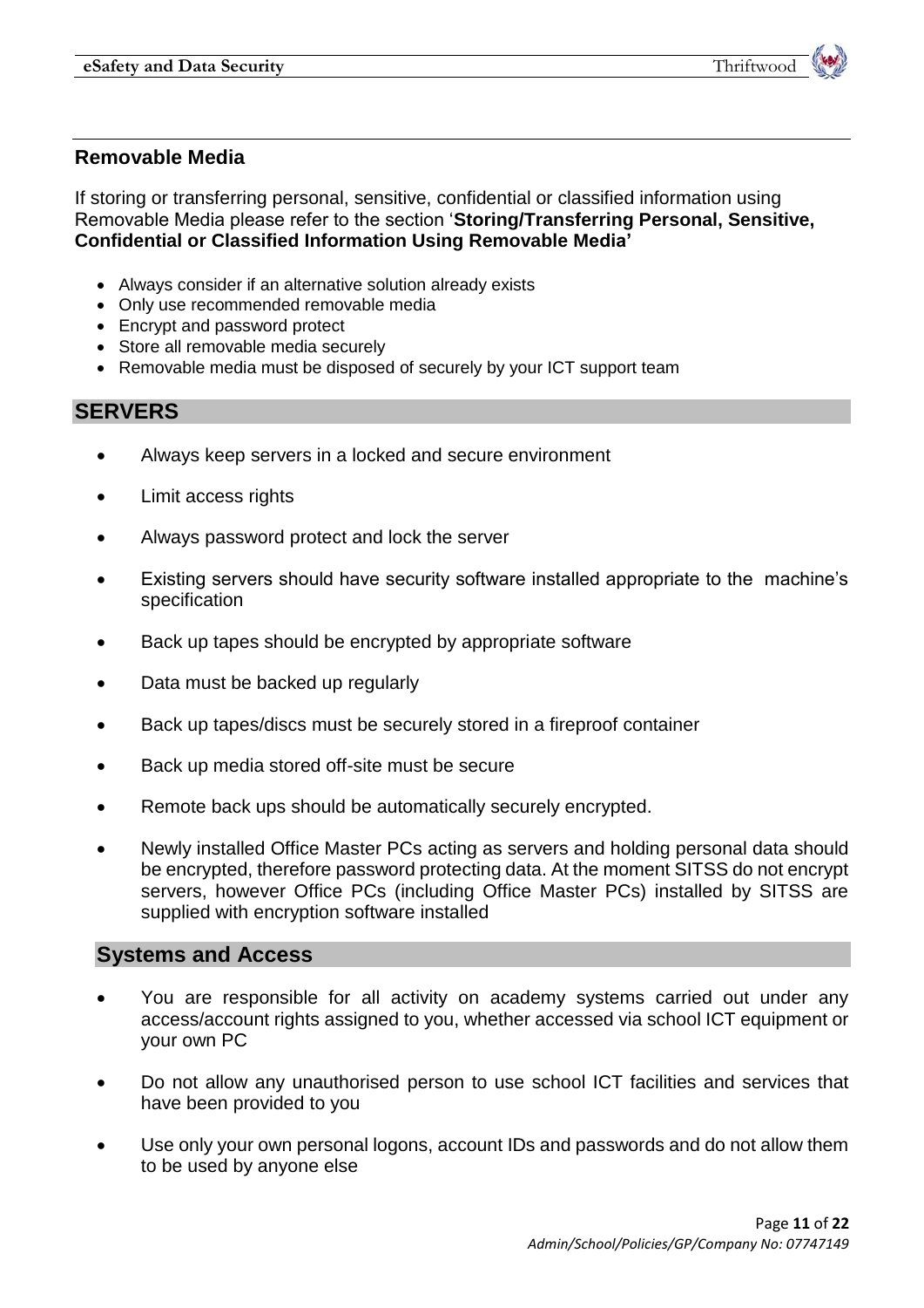## Removable Media

If storing or transferring personal, sensitive, confidential or classified information using Removable Media please refer to the section '**Storing/Transferring Personal, Sensitive, Confidential or Classified Information Using Removable Media'**

- Always consider if an alternative solution already exists
- Only use recommended removable media
- Encrypt and password protect
- Store all removable media securely
- Removable media must be disposed of securely by your ICT support team

## SERVERS

- Always keep servers in a locked and secure environment
- Limit access rights
- Always password protect and lock the server
- Existing servers should have security software installed appropriate to the machine's specification
- Back up tapes should be encrypted by appropriate software
- Data must be backed up regularly
- Back up tapes/discs must be securely stored in a fireproof container
- Back up media stored off-site must be secure
- Remote back ups should be automatically securely encrypted.
- Newly installed Office Master PCs acting as servers and holding personal data should be encrypted, therefore password protecting data. At the moment SITSS do not encrypt servers, however Office PCs (including Office Master PCs) installed by SITSS are supplied with encryption software installed

## Systems and Access

- You are responsible for all activity on academy systems carried out under any access/account rights assigned to you, whether accessed via school ICT equipment or your own PC
- Do not allow any unauthorised person to use school ICT facilities and services that have been provided to you
- Use only your own personal logons, account IDs and passwords and do not allow them to be used by anyone else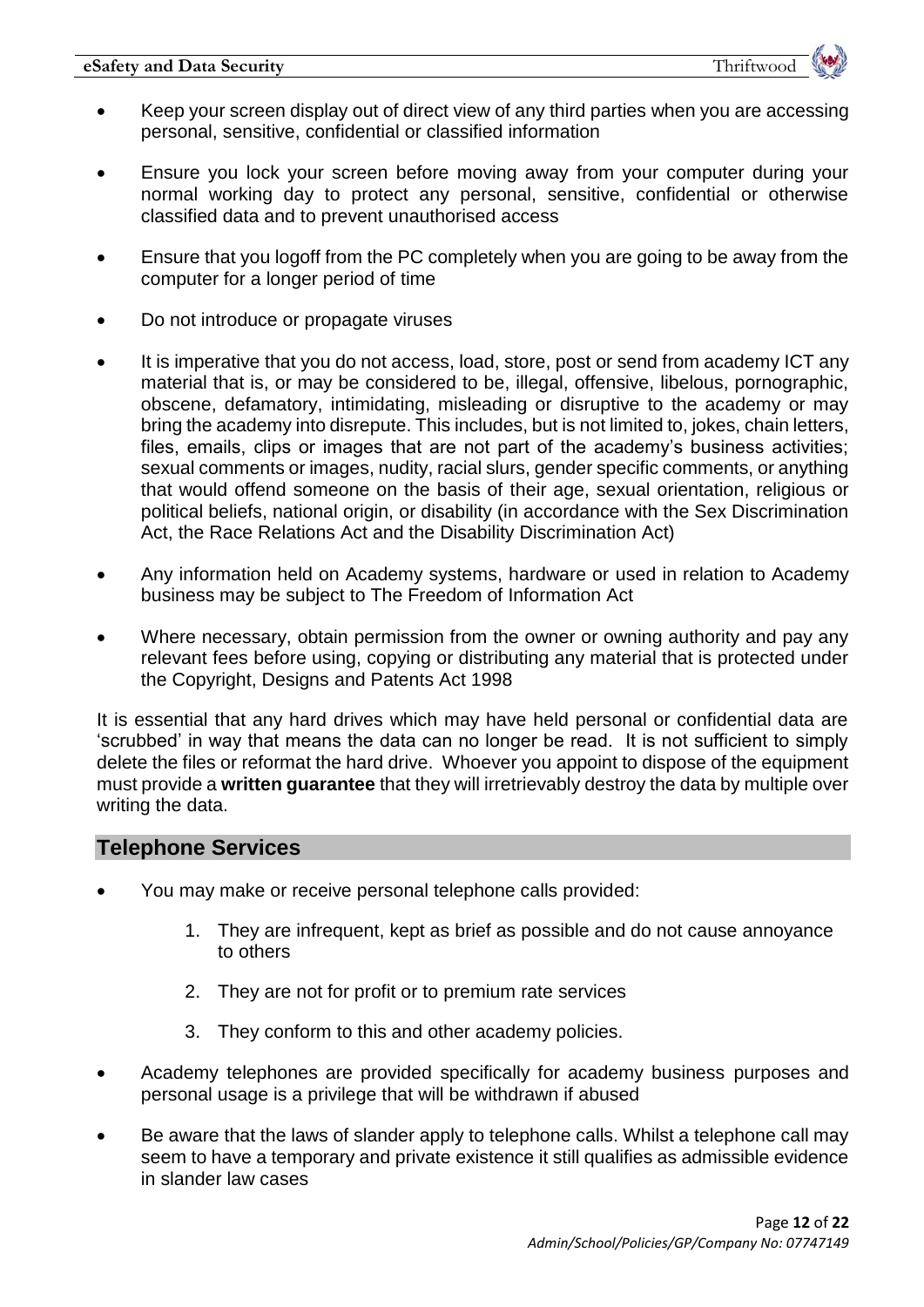- Keep your screen display out of direct view of any third parties when you are accessing personal, sensitive, confidential or classified information
- Ensure you lock your screen before moving away from your computer during your normal working day to protect any personal, sensitive, confidential or otherwise classified data and to prevent unauthorised access
- Ensure that you logoff from the PC completely when you are going to be away from the computer for a longer period of time
- Do not introduce or propagate viruses
- It is imperative that you do not access, load, store, post or send from academy ICT any material that is, or may be considered to be, illegal, offensive, libelous, pornographic, obscene, defamatory, intimidating, misleading or disruptive to the academy or may bring the academy into disrepute. This includes, but is not limited to, jokes, chain letters, files, emails, clips or images that are not part of the academy's business activities; sexual comments or images, nudity, racial slurs, gender specific comments, or anything that would offend someone on the basis of their age, sexual orientation, religious or political beliefs, national origin, or disability (in accordance with the Sex Discrimination Act, the Race Relations Act and the Disability Discrimination Act)
- Any information held on Academy systems, hardware or used in relation to Academy business may be subject to The Freedom of Information Act
- Where necessary, obtain permission from the owner or owning authority and pay any relevant fees before using, copying or distributing any material that is protected under the Copyright, Designs and Patents Act 1998

It is essential that any hard drives which may have held personal or confidential data are 'scrubbed' in way that means the data can no longer be read. It is not sufficient to simply delete the files or reformat the hard drive. Whoever you appoint to dispose of the equipment must provide a **written guarantee** that they will irretrievably destroy the data by multiple over writing the data.

## Telephone Services

- You may make or receive personal telephone calls provided:
    1. They are infrequent, kept as brief as possible and do not cause annoyance to others
    2. They are not for profit or to premium rate services
    3. They conform to this and other academy policies.
- Academy telephones are provided specifically for academy business purposes and personal usage is a privilege that will be withdrawn if abused
- Be aware that the laws of slander apply to telephone calls. Whilst a telephone call may seem to have a temporary and private existence it still qualifies as admissible evidence in slander law cases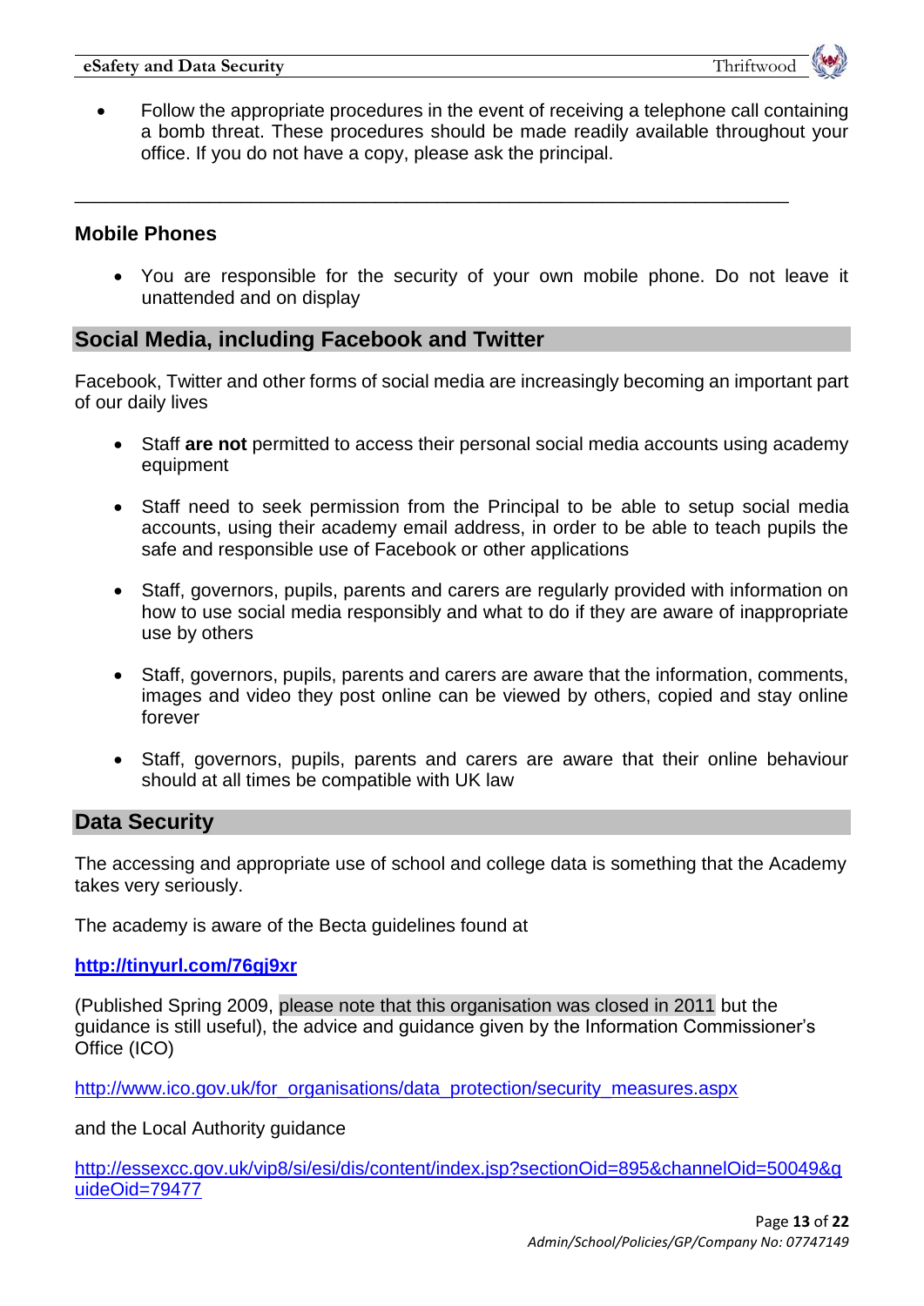- Follow the appropriate procedures in the event of receiving a telephone call containing a bomb threat. These procedures should be made readily available throughout your office. If you do not have a copy, please ask the principal.

---

### Mobile Phones

- You are responsible for the security of your own mobile phone. Do not leave it unattended and on display

## Social Media, including Facebook and Twitter

Facebook, Twitter and other forms of social media are increasingly becoming an important part of our daily lives

- Staff **are not** permitted to access their personal social media accounts using academy equipment
- Staff need to seek permission from the Principal to be able to setup social media accounts, using their academy email address, in order to be able to teach pupils the safe and responsible use of Facebook or other applications
- Staff, governors, pupils, parents and carers are regularly provided with information on how to use social media responsibly and what to do if they are aware of inappropriate use by others
- Staff, governors, pupils, parents and carers are aware that the information, comments, images and video they post online can be viewed by others, copied and stay online forever
- Staff, governors, pupils, parents and carers are aware that their online behaviour should at all times be compatible with UK law

## Data Security

The accessing and appropriate use of school and college data is something that the Academy takes very seriously.

The academy is aware of the Becta guidelines found at

**http://tinyurl.com/76gj9xr**

(Published Spring 2009, please note that this organisation was closed in 2011 but the guidance is still useful), the advice and guidance given by the Information Commissioner's Office (ICO)

http://www.ico.gov.uk/for_organisations/data_protection/security_measures.aspx

and the Local Authority guidance

http://essexcc.gov.uk/vip8/si/esi/dis/content/index.jsp?sectionOid=895&channelOid=50049&guideOid=79477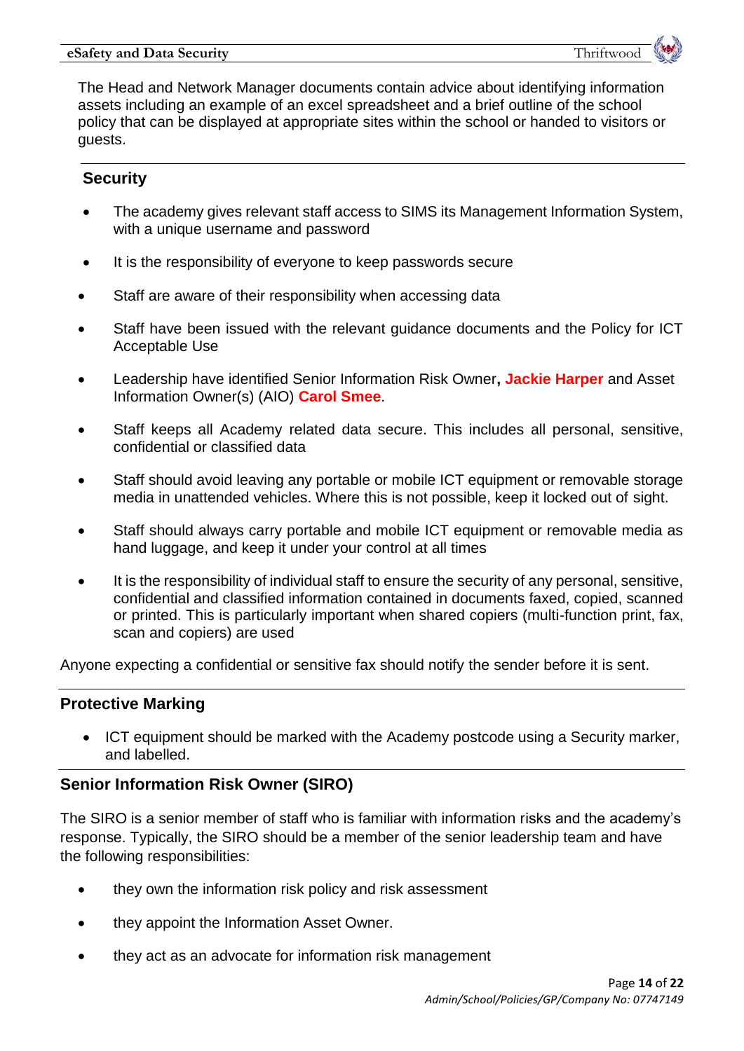The Head and Network Manager documents contain advice about identifying information assets including an example of an excel spreadsheet and a brief outline of the school policy that can be displayed at appropriate sites within the school or handed to visitors or guests.

## Security

- The academy gives relevant staff access to SIMS its Management Information System, with a unique username and password
- It is the responsibility of everyone to keep passwords secure
- Staff are aware of their responsibility when accessing data
- Staff have been issued with the relevant guidance documents and the Policy for ICT Acceptable Use
- Leadership have identified Senior Information Risk Owner**, Jackie Harper** and Asset Information Owner(s) (AIO) **Carol Smee**.
- Staff keeps all Academy related data secure. This includes all personal, sensitive, confidential or classified data
- Staff should avoid leaving any portable or mobile ICT equipment or removable storage media in unattended vehicles. Where this is not possible, keep it locked out of sight.
- Staff should always carry portable and mobile ICT equipment or removable media as hand luggage, and keep it under your control at all times
- It is the responsibility of individual staff to ensure the security of any personal, sensitive, confidential and classified information contained in documents faxed, copied, scanned or printed. This is particularly important when shared copiers (multi-function print, fax, scan and copiers) are used

Anyone expecting a confidential or sensitive fax should notify the sender before it is sent.

## Protective Marking

- ICT equipment should be marked with the Academy postcode using a Security marker, and labelled.

## Senior Information Risk Owner (SIRO)

The SIRO is a senior member of staff who is familiar with information risks and the academy's response. Typically, the SIRO should be a member of the senior leadership team and have the following responsibilities:

- they own the information risk policy and risk assessment
- they appoint the Information Asset Owner.
- they act as an advocate for information risk management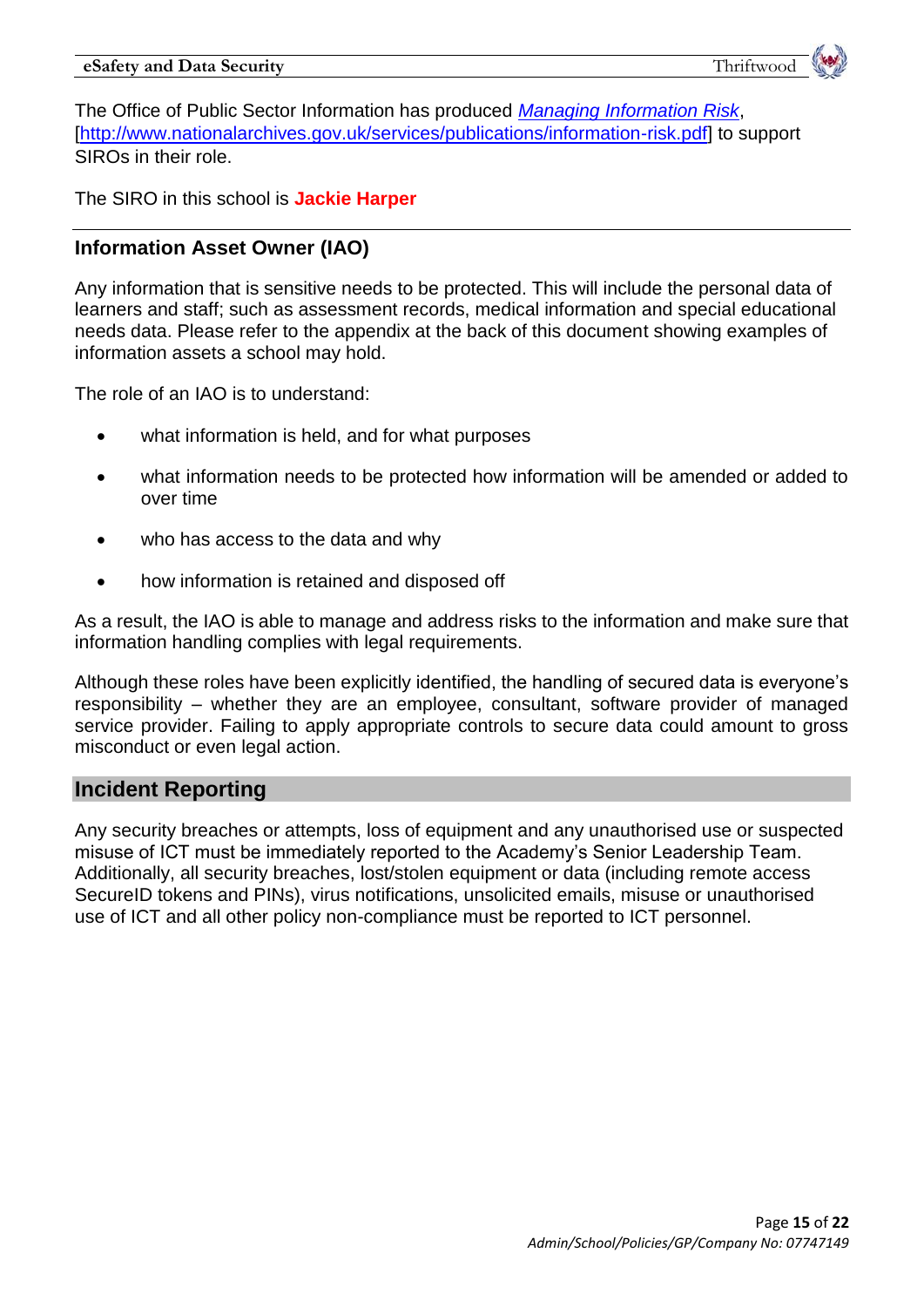The Office of Public Sector Information has produced [*Managing Information Risk*](http://www.nationalarchives.gov.uk/services/publications/information-risk.pdf), [http://www.nationalarchives.gov.uk/services/publications/information-risk.pdf] to support SIROs in their role.

The SIRO in this school is **Jackie Harper**

## Information Asset Owner (IAO)

Any information that is sensitive needs to be protected. This will include the personal data of learners and staff; such as assessment records, medical information and special educational needs data. Please refer to the appendix at the back of this document showing examples of information assets a school may hold.

The role of an IAO is to understand:

- what information is held, and for what purposes
- what information needs to be protected how information will be amended or added to over time
- who has access to the data and why
- how information is retained and disposed off

As a result, the IAO is able to manage and address risks to the information and make sure that information handling complies with legal requirements.

Although these roles have been explicitly identified, the handling of secured data is everyone's responsibility – whether they are an employee, consultant, software provider of managed service provider. Failing to apply appropriate controls to secure data could amount to gross misconduct or even legal action.

## Incident Reporting

Any security breaches or attempts, loss of equipment and any unauthorised use or suspected misuse of ICT must be immediately reported to the Academy's Senior Leadership Team. Additionally, all security breaches, lost/stolen equipment or data (including remote access SecureID tokens and PINs), virus notifications, unsolicited emails, misuse or unauthorised use of ICT and all other policy non-compliance must be reported to ICT personnel.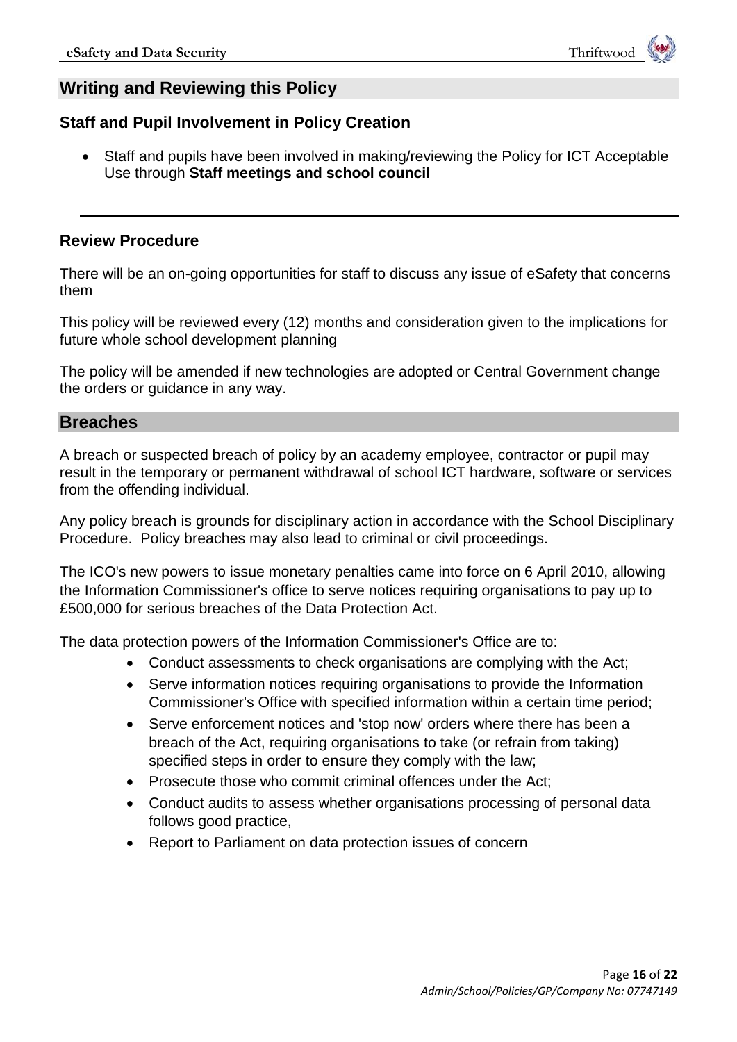## Writing and Reviewing this Policy

### Staff and Pupil Involvement in Policy Creation

- Staff and pupils have been involved in making/reviewing the Policy for ICT Acceptable Use through **Staff meetings and school council**

---

### Review Procedure

There will be an on-going opportunities for staff to discuss any issue of eSafety that concerns them

This policy will be reviewed every (12) months and consideration given to the implications for future whole school development planning

The policy will be amended if new technologies are adopted or Central Government change the orders or guidance in any way.

## Breaches

A breach or suspected breach of policy by an academy employee, contractor or pupil may result in the temporary or permanent withdrawal of school ICT hardware, software or services from the offending individual.

Any policy breach is grounds for disciplinary action in accordance with the School Disciplinary Procedure. Policy breaches may also lead to criminal or civil proceedings.

The ICO's new powers to issue monetary penalties came into force on 6 April 2010, allowing the Information Commissioner's office to serve notices requiring organisations to pay up to £500,000 for serious breaches of the Data Protection Act.

The data protection powers of the Information Commissioner's Office are to:

- Conduct assessments to check organisations are complying with the Act;
- Serve information notices requiring organisations to provide the Information Commissioner's Office with specified information within a certain time period;
- Serve enforcement notices and 'stop now' orders where there has been a breach of the Act, requiring organisations to take (or refrain from taking) specified steps in order to ensure they comply with the law;
- Prosecute those who commit criminal offences under the Act;
- Conduct audits to assess whether organisations processing of personal data follows good practice,
- Report to Parliament on data protection issues of concern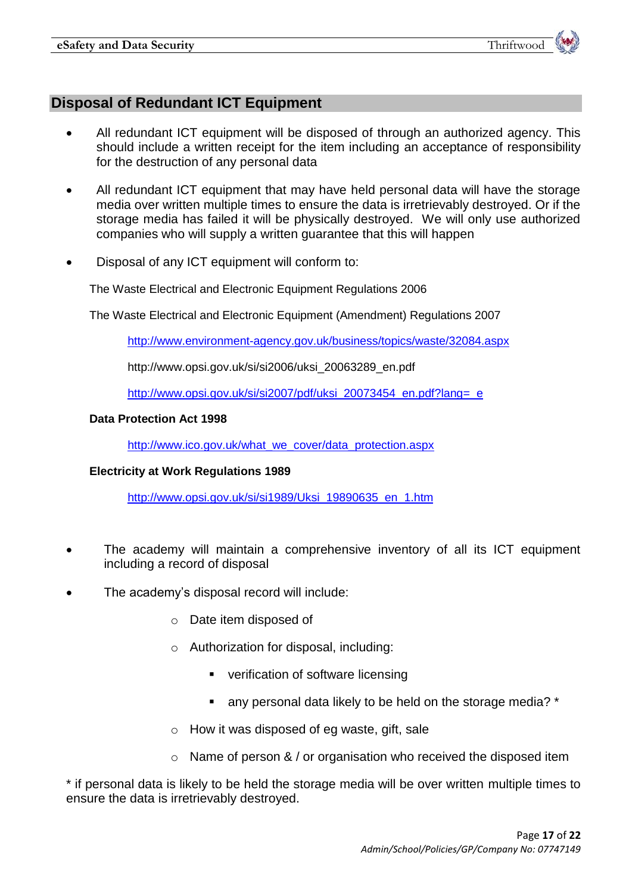## Disposal of Redundant ICT Equipment

- All redundant ICT equipment will be disposed of through an authorized agency. This should include a written receipt for the item including an acceptance of responsibility for the destruction of any personal data
- All redundant ICT equipment that may have held personal data will have the storage media over written multiple times to ensure the data is irretrievably destroyed. Or if the storage media has failed it will be physically destroyed. We will only use authorized companies who will supply a written guarantee that this will happen
- Disposal of any ICT equipment will conform to:

The Waste Electrical and Electronic Equipment Regulations 2006

The Waste Electrical and Electronic Equipment (Amendment) Regulations 2007

http://www.environment-agency.gov.uk/business/topics/waste/32084.aspx

http://www.opsi.gov.uk/si/si2006/uksi_20063289_en.pdf

http://www.opsi.gov.uk/si/si2007/pdf/uksi_20073454_en.pdf?lang=_e

**Data Protection Act 1998**

http://www.ico.gov.uk/what_we_cover/data_protection.aspx

**Electricity at Work Regulations 1989**

http://www.opsi.gov.uk/si/si1989/Uksi_19890635_en_1.htm

- The academy will maintain a comprehensive inventory of all its ICT equipment including a record of disposal
- The academy's disposal record will include:
  - Date item disposed of
  - Authorization for disposal, including:
    - verification of software licensing
    - any personal data likely to be held on the storage media? *
  - How it was disposed of eg waste, gift, sale
  - Name of person & / or organisation who received the disposed item

* if personal data is likely to be held the storage media will be over written multiple times to ensure the data is irretrievably destroyed.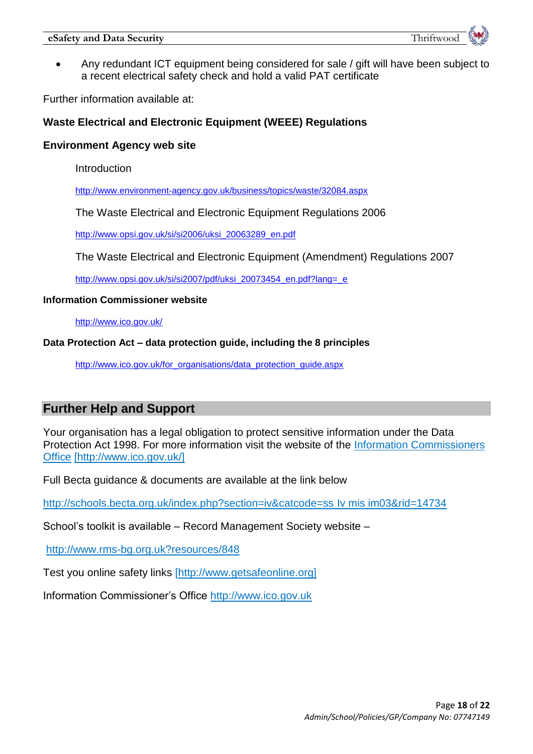- Any redundant ICT equipment being considered for sale / gift will have been subject to a recent electrical safety check and hold a valid PAT certificate

Further information available at:

**Waste Electrical and Electronic Equipment (WEEE) Regulations**

**Environment Agency web site**

Introduction

http://www.environment-agency.gov.uk/business/topics/waste/32084.aspx

The Waste Electrical and Electronic Equipment Regulations 2006

http://www.opsi.gov.uk/si/si2006/uksi_20063289_en.pdf

The Waste Electrical and Electronic Equipment (Amendment) Regulations 2007

http://www.opsi.gov.uk/si/si2007/pdf/uksi_20073454_en.pdf?lang=_e

**Information Commissioner website**

http://www.ico.gov.uk/

**Data Protection Act – data protection guide, including the 8 principles**

http://www.ico.gov.uk/for_organisations/data_protection_guide.aspx

## Further Help and Support

Your organisation has a legal obligation to protect sensitive information under the Data Protection Act 1998. For more information visit the website of the Information Commissioners Office [http://www.ico.gov.uk/]

Full Becta guidance & documents are available at the link below

http://schools.becta.org.uk/index.php?section=iv&catcode=ss lv mis im03&rid=14734

School's toolkit is available – Record Management Society website –

http://www.rms-bg.org.uk?resources/848

Test you online safety links [http://www.getsafeonline.org]

Information Commissioner's Office http://www.ico.gov.uk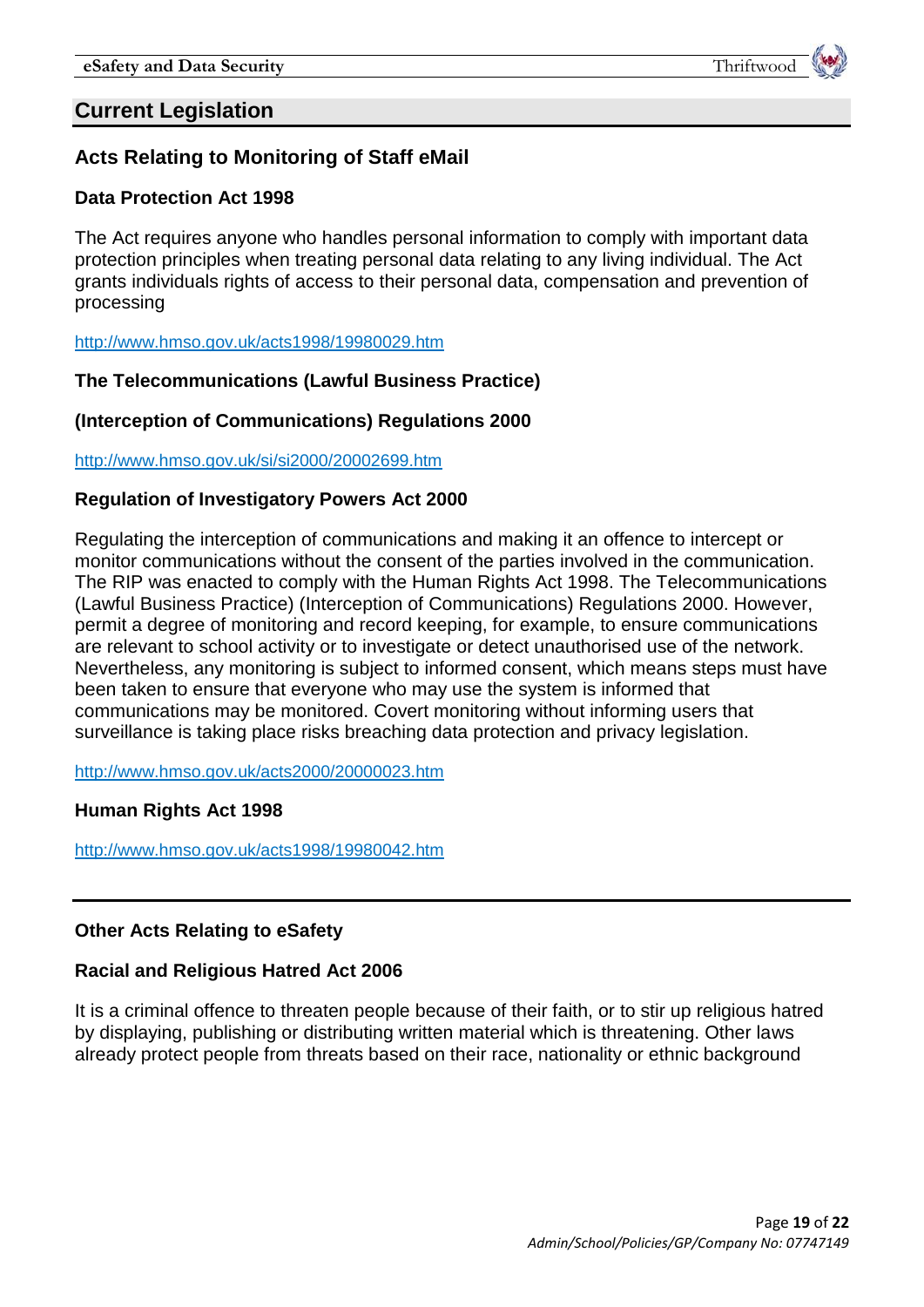## Current Legislation

### Acts Relating to Monitoring of Staff eMail

**Data Protection Act 1998**

The Act requires anyone who handles personal information to comply with important data protection principles when treating personal data relating to any living individual. The Act grants individuals rights of access to their personal data, compensation and prevention of processing

http://www.hmso.gov.uk/acts1998/19980029.htm

**The Telecommunications (Lawful Business Practice)**

**(Interception of Communications) Regulations 2000**

http://www.hmso.gov.uk/si/si2000/20002699.htm

**Regulation of Investigatory Powers Act 2000**

Regulating the interception of communications and making it an offence to intercept or monitor communications without the consent of the parties involved in the communication. The RIP was enacted to comply with the Human Rights Act 1998. The Telecommunications (Lawful Business Practice) (Interception of Communications) Regulations 2000. However, permit a degree of monitoring and record keeping, for example, to ensure communications are relevant to school activity or to investigate or detect unauthorised use of the network. Nevertheless, any monitoring is subject to informed consent, which means steps must have been taken to ensure that everyone who may use the system is informed that communications may be monitored. Covert monitoring without informing users that surveillance is taking place risks breaching data protection and privacy legislation.

http://www.hmso.gov.uk/acts2000/20000023.htm

**Human Rights Act 1998**

http://www.hmso.gov.uk/acts1998/19980042.htm

---

**Other Acts Relating to eSafety**

**Racial and Religious Hatred Act 2006**

It is a criminal offence to threaten people because of their faith, or to stir up religious hatred by displaying, publishing or distributing written material which is threatening. Other laws already protect people from threats based on their race, nationality or ethnic background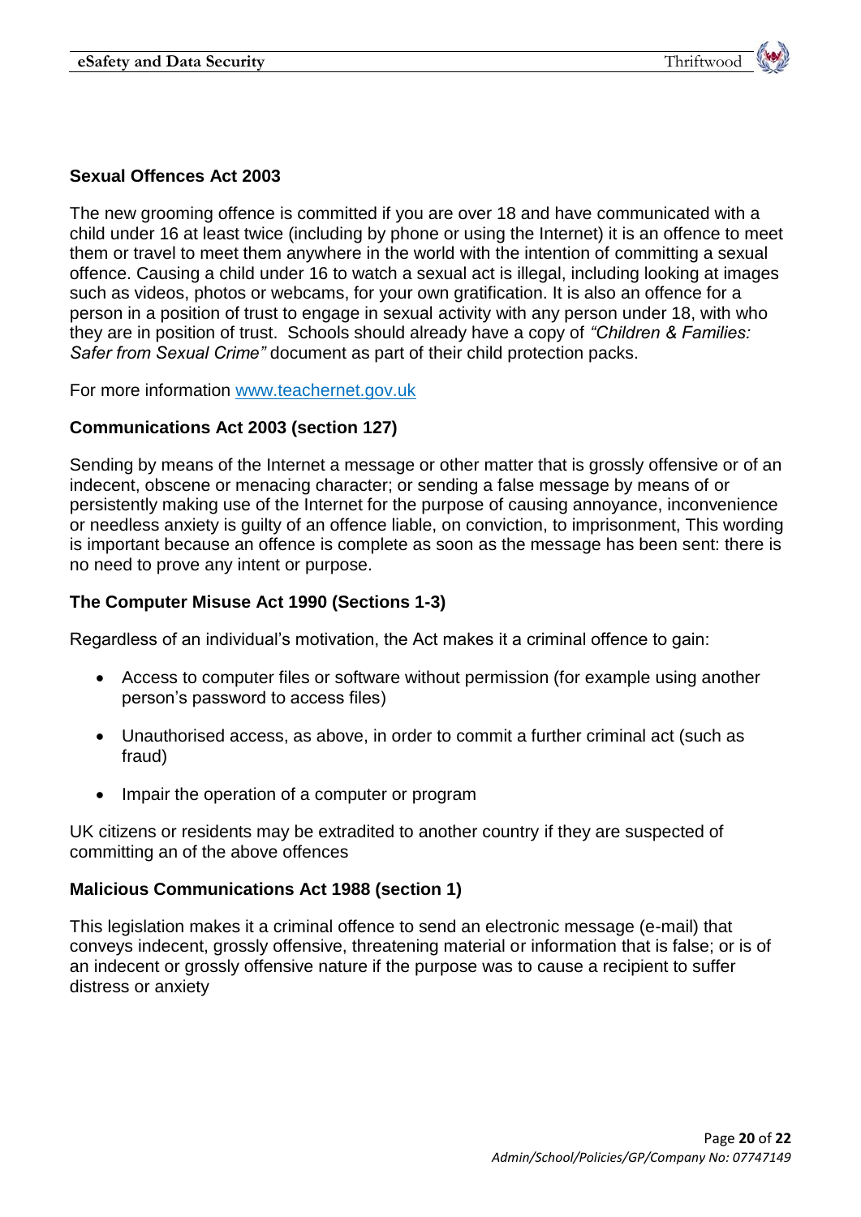### Sexual Offences Act 2003

The new grooming offence is committed if you are over 18 and have communicated with a child under 16 at least twice (including by phone or using the Internet) it is an offence to meet them or travel to meet them anywhere in the world with the intention of committing a sexual offence. Causing a child under 16 to watch a sexual act is illegal, including looking at images such as videos, photos or webcams, for your own gratification. It is also an offence for a person in a position of trust to engage in sexual activity with any person under 18, with who they are in position of trust. Schools should already have a copy of *"Children & Families: Safer from Sexual Crime"* document as part of their child protection packs.

For more information [www.teachernet.gov.uk](http://www.teachernet.gov.uk)

### Communications Act 2003 (section 127)

Sending by means of the Internet a message or other matter that is grossly offensive or of an indecent, obscene or menacing character; or sending a false message by means of or persistently making use of the Internet for the purpose of causing annoyance, inconvenience or needless anxiety is guilty of an offence liable, on conviction, to imprisonment, This wording is important because an offence is complete as soon as the message has been sent: there is no need to prove any intent or purpose.

### The Computer Misuse Act 1990 (Sections 1-3)

Regardless of an individual's motivation, the Act makes it a criminal offence to gain:

- Access to computer files or software without permission (for example using another person's password to access files)
- Unauthorised access, as above, in order to commit a further criminal act (such as fraud)
- Impair the operation of a computer or program

UK citizens or residents may be extradited to another country if they are suspected of committing an of the above offences

### Malicious Communications Act 1988 (section 1)

This legislation makes it a criminal offence to send an electronic message (e-mail) that conveys indecent, grossly offensive, threatening material or information that is false; or is of an indecent or grossly offensive nature if the purpose was to cause a recipient to suffer distress or anxiety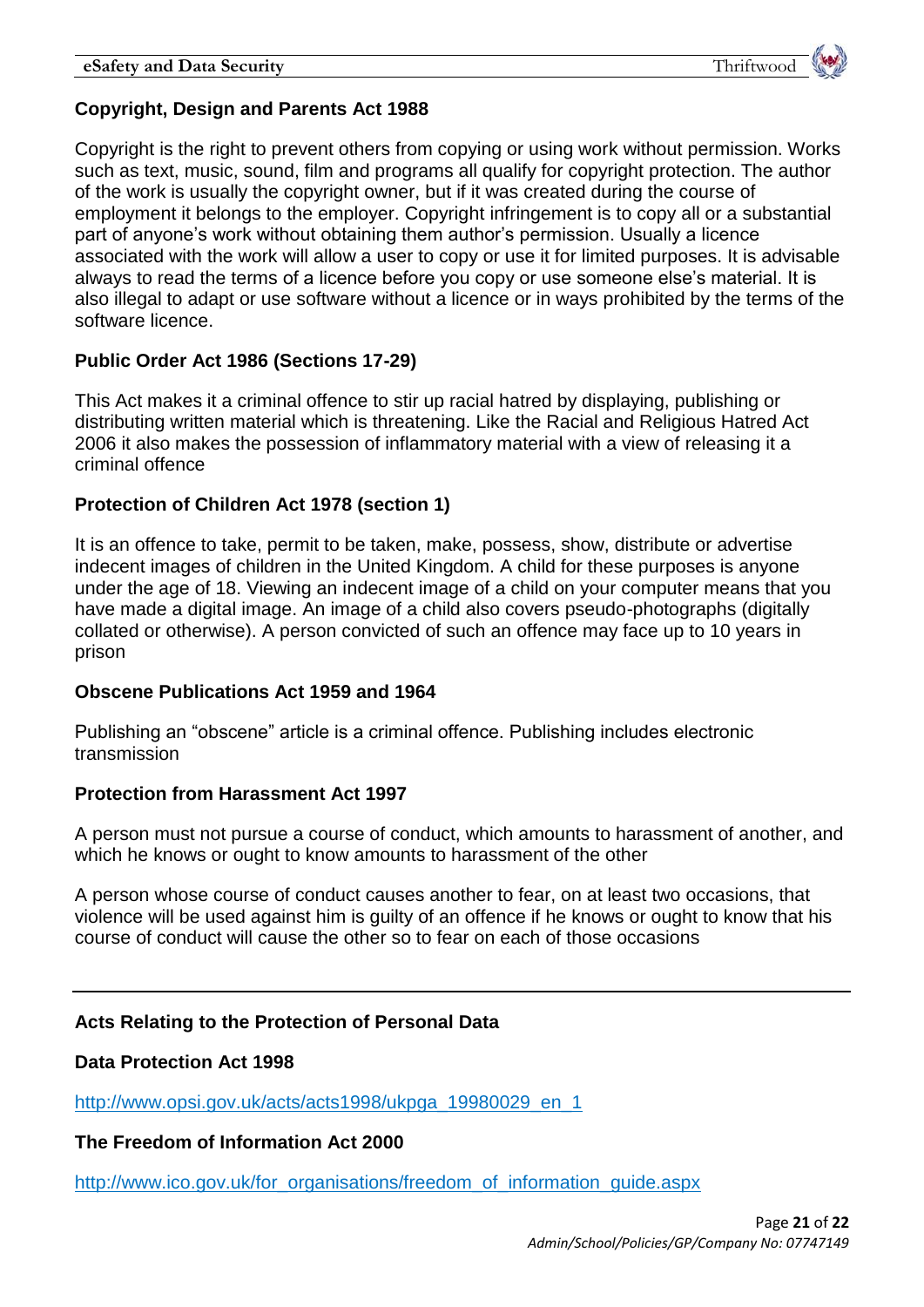**Copyright, Design and Parents Act 1988**

Copyright is the right to prevent others from copying or using work without permission. Works such as text, music, sound, film and programs all qualify for copyright protection. The author of the work is usually the copyright owner, but if it was created during the course of employment it belongs to the employer. Copyright infringement is to copy all or a substantial part of anyone's work without obtaining them author's permission. Usually a licence associated with the work will allow a user to copy or use it for limited purposes. It is advisable always to read the terms of a licence before you copy or use someone else's material. It is also illegal to adapt or use software without a licence or in ways prohibited by the terms of the software licence.

**Public Order Act 1986 (Sections 17-29)**

This Act makes it a criminal offence to stir up racial hatred by displaying, publishing or distributing written material which is threatening. Like the Racial and Religious Hatred Act 2006 it also makes the possession of inflammatory material with a view of releasing it a criminal offence

**Protection of Children Act 1978 (section 1)**

It is an offence to take, permit to be taken, make, possess, show, distribute or advertise indecent images of children in the United Kingdom. A child for these purposes is anyone under the age of 18. Viewing an indecent image of a child on your computer means that you have made a digital image. An image of a child also covers pseudo-photographs (digitally collated or otherwise). A person convicted of such an offence may face up to 10 years in prison

**Obscene Publications Act 1959 and 1964**

Publishing an "obscene" article is a criminal offence. Publishing includes electronic transmission

**Protection from Harassment Act 1997**

A person must not pursue a course of conduct, which amounts to harassment of another, and which he knows or ought to know amounts to harassment of the other

A person whose course of conduct causes another to fear, on at least two occasions, that violence will be used against him is guilty of an offence if he knows or ought to know that his course of conduct will cause the other so to fear on each of those occasions

---

**Acts Relating to the Protection of Personal Data**

**Data Protection Act 1998**

http://www.opsi.gov.uk/acts/acts1998/ukpga_19980029_en_1

**The Freedom of Information Act 2000**

http://www.ico.gov.uk/for_organisations/freedom_of_information_guide.aspx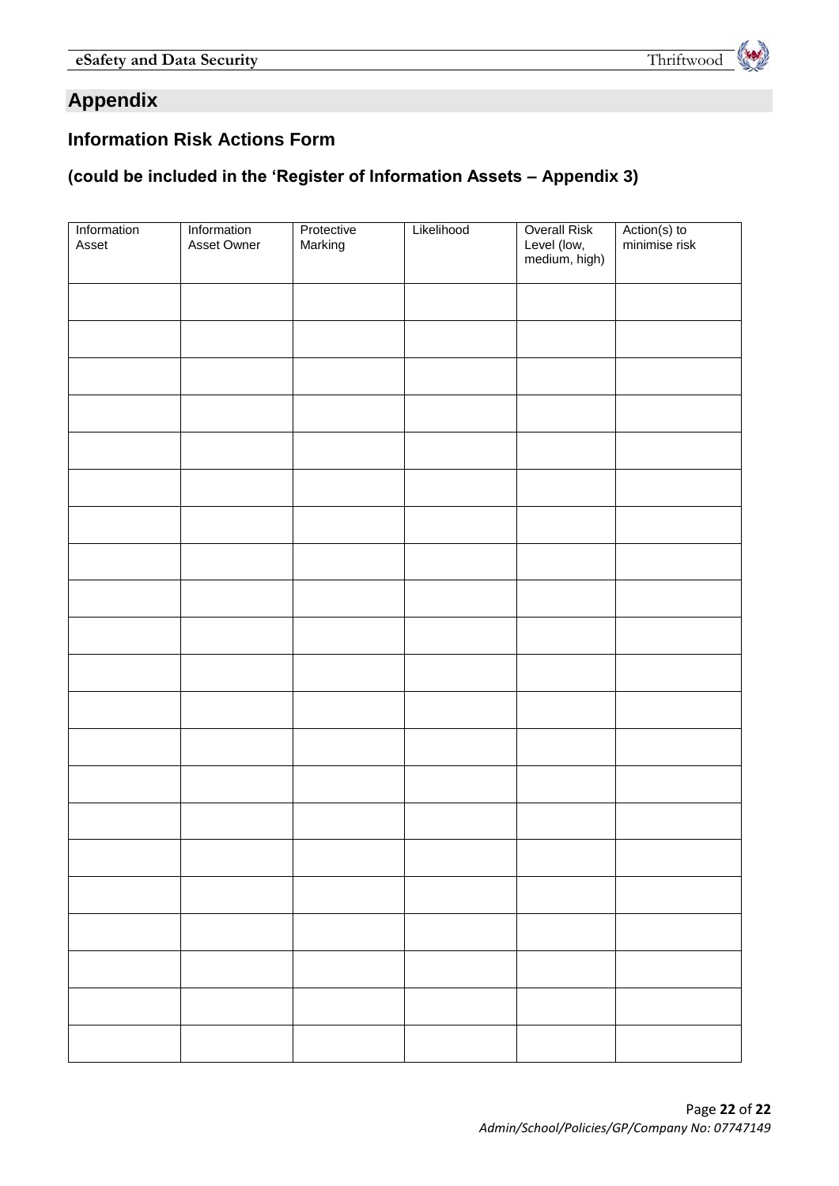# Appendix

## Information Risk Actions Form

### (could be included in the 'Register of Information Assets – Appendix 3)

| Information Asset | Information Asset Owner | Protective Marking | Likelihood | Overall Risk Level (low, medium, high) | Action(s) to minimise risk |
|---|---|---|---|---|---|
| | | | | | |
| | | | | | |
| | | | | | |
| | | | | | |
| | | | | | |
| | | | | | |
| | | | | | |
| | | | | | |
| | | | | | |
| | | | | | |
| | | | | | |
| | | | | | |
| | | | | | |
| | | | | | |
| | | | | | |
| | | | | | |
| | | | | | |
| | | | | | |
| | | | | | |
| | | | | | |
| | | | | | |

*Admin/School/Policies/GP/Company No: 07747149*